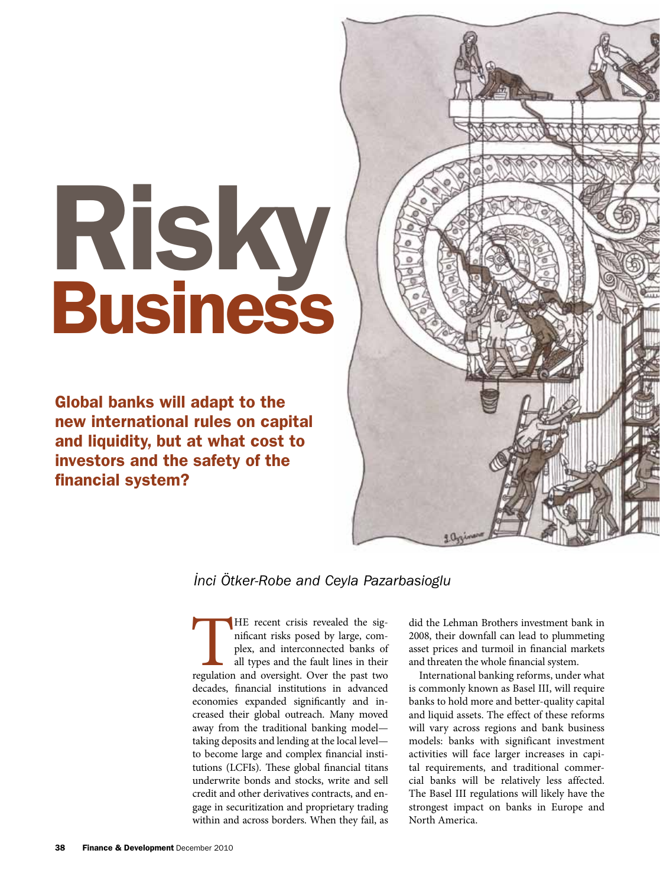# Risky Business

**Global banks will adapt to the new international rules on capital and liquidity, but at what cost to investors and the safety of the financial system?**

*İnci Ötker-Robe and Ceyla Pazarbasioglu*

THE recent crisis revealed the significant risks posed by large, complex, and interconnected banks of all types and the fault lines in their regulation and oversight. Over the past two decades, financial institutions in advanced economies expanded significantly and increased their global outreach. Many moved away from the traditional banking model—taking deposits and lending at the local level—to become large and complex financial institutions (LCFIs). These global financial titans underwrite bonds and stocks, write and sell credit and other derivatives contracts, and engage in securitization and proprietary trading within and across borders. When they fail, as did the Lehman Brothers investment bank in 2008, their downfall can lead to plummeting asset prices and turmoil in financial markets and threaten the whole financial system.

International banking reforms, under what is commonly known as Basel III, will require banks to hold more and better-quality capital and liquid assets. The effect of these reforms will vary across regions and bank business models: banks with significant investment activities will face larger increases in capital requirements, and traditional commercial banks will be relatively less affected. The Basel III regulations will likely have the strongest impact on banks in Europe and North America.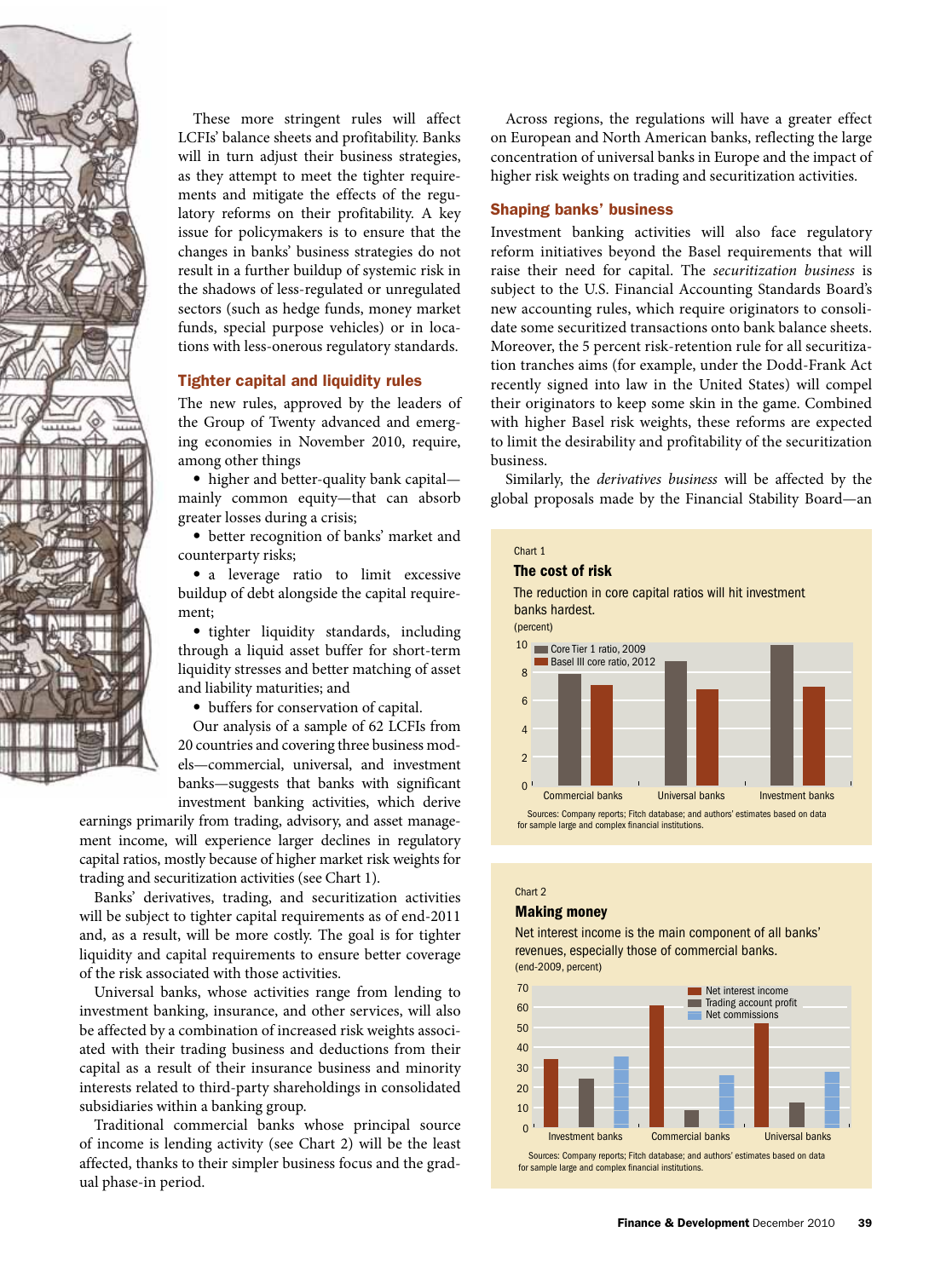These more stringent rules will affect LCFIs' balance sheets and profitability. Banks will in turn adjust their business strategies, as they attempt to meet the tighter requirements and mitigate the effects of the regulatory reforms on their profitability. A key issue for policymakers is to ensure that the changes in banks' business strategies do not result in a further buildup of systemic risk in the shadows of less-regulated or unregulated sectors (such as hedge funds, money market funds, special purpose vehicles) or in locations with less-onerous regulatory standards.

## Tighter capital and liquidity rules

The new rules, approved by the leaders of the Group of Twenty advanced and emerging economies in November 2010, require, among other things

- higher and better-quality bank capital—mainly common equity—that can absorb greater losses during a crisis;
- better recognition of banks' market and counterparty risks;
- a leverage ratio to limit excessive buildup of debt alongside the capital requirement;
- tighter liquidity standards, including through a liquid asset buffer for short-term liquidity stresses and better matching of asset and liability maturities; and
- buffers for conservation of capital.

Our analysis of a sample of 62 LCFIs from 20 countries and covering three business models—commercial, universal, and investment banks—suggests that banks with significant investment banking activities, which derive earnings primarily from trading, advisory, and asset management income, will experience larger declines in regulatory capital ratios, mostly because of higher market risk weights for trading and securitization activities (see Chart 1).

Banks' derivatives, trading, and securitization activities will be subject to tighter capital requirements as of end-2011 and, as a result, will be more costly. The goal is for tighter liquidity and capital requirements to ensure better coverage of the risk associated with those activities.

Universal banks, whose activities range from lending to investment banking, insurance, and other services, will also be affected by a combination of increased risk weights associated with their trading business and deductions from their capital as a result of their insurance business and minority interests related to third-party shareholdings in consolidated subsidiaries within a banking group.

Traditional commercial banks whose principal source of income is lending activity (see Chart 2) will be the least affected, thanks to their simpler business focus and the gradual phase-in period.

Across regions, the regulations will have a greater effect on European and North American banks, reflecting the large concentration of universal banks in Europe and the impact of higher risk weights on trading and securitization activities.

## Shaping banks' business

Investment banking activities will also face regulatory reform initiatives beyond the Basel requirements that will raise their need for capital. The *securitization business* is subject to the U.S. Financial Accounting Standards Board's new accounting rules, which require originators to consolidate some securitized transactions onto bank balance sheets. Moreover, the 5 percent risk-retention rule for all securitization tranches aims (for example, under the Dodd-Frank Act recently signed into law in the United States) will compel their originators to keep some skin in the game. Combined with higher Basel risk weights, these reforms are expected to limit the desirability and profitability of the securitization business.

Similarly, the *derivatives business* will be affected by the global proposals made by the Financial Stability Board—an

Chart 1

**The cost of risk**

The reduction in core capital ratios will hit investment banks hardest.

(percent)

| | Core Tier 1 ratio, 2009 | Basel III core ratio, 2012 |
|---|---|---|
| Commercial banks | ~7.9 | ~7.1 |
| Universal banks | ~8.8 | ~6.8 |
| Investment banks | ~9.9 | ~7.0 |

Sources: Company reports; Fitch database; and authors' estimates based on data for sample large and complex financial institutions.

Chart 2

**Making money**

Net interest income is the main component of all banks' revenues, especially those of commercial banks.

(end-2009, percent)

| | Net interest income | Trading account profit | Net commissions |
|---|---|---|---|
| Investment banks | ~34 | ~24 | ~35 |
| Commercial banks | ~60 | ~9 | ~26 |
| Universal banks | ~52 | ~12 | ~28 |

Sources: Company reports; Fitch database; and authors' estimates based on data for sample large and complex financial institutions.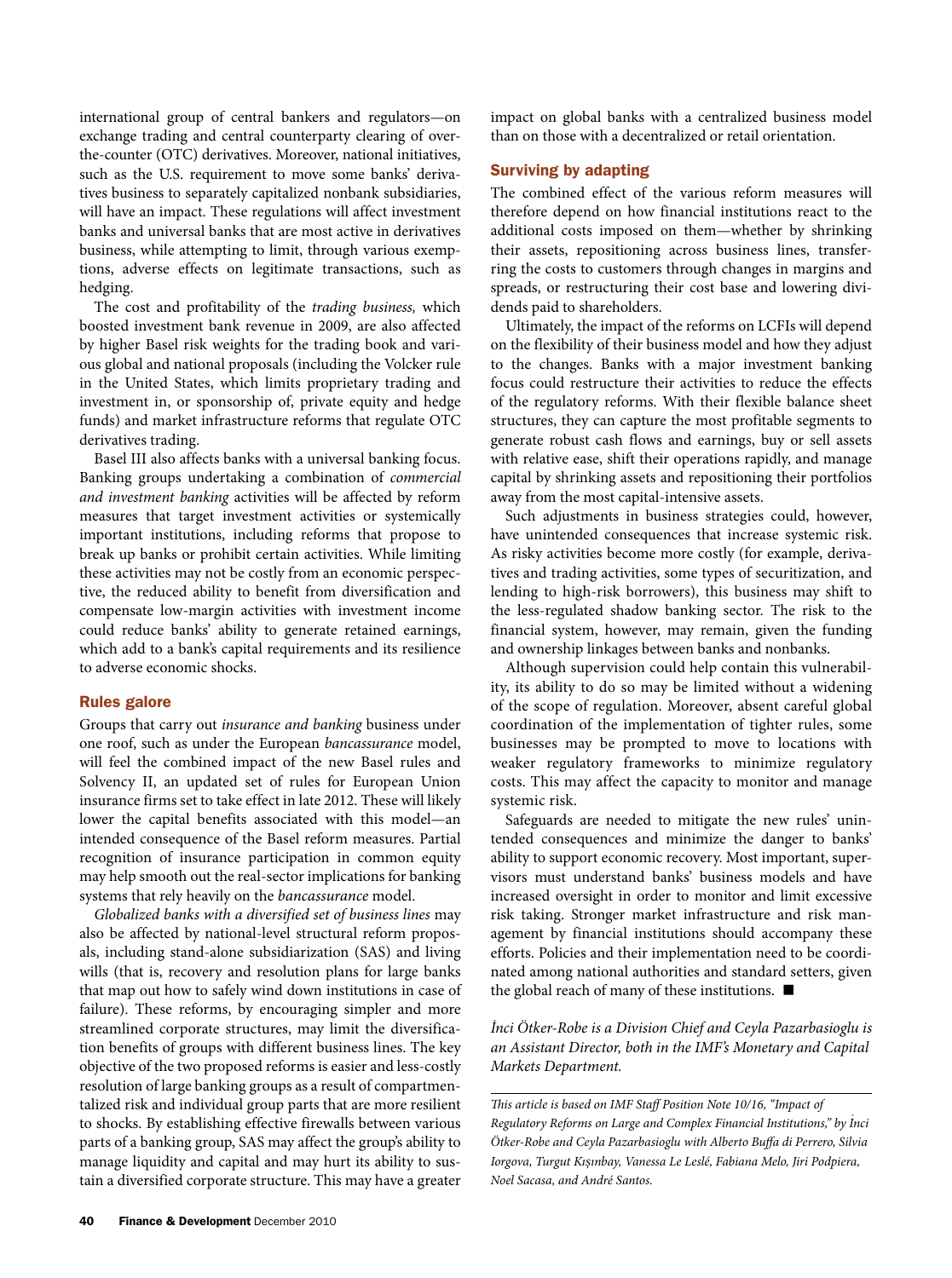international group of central bankers and regulators—on exchange trading and central counterparty clearing of over-the-counter (OTC) derivatives. Moreover, national initiatives, such as the U.S. requirement to move some banks' derivatives business to separately capitalized nonbank subsidiaries, will have an impact. These regulations will affect investment banks and universal banks that are most active in derivatives business, while attempting to limit, through various exemptions, adverse effects on legitimate transactions, such as hedging.

The cost and profitability of the *trading business,* which boosted investment bank revenue in 2009, are also affected by higher Basel risk weights for the trading book and various global and national proposals (including the Volcker rule in the United States, which limits proprietary trading and investment in, or sponsorship of, private equity and hedge funds) and market infrastructure reforms that regulate OTC derivatives trading.

Basel III also affects banks with a universal banking focus. Banking groups undertaking a combination of *commercial and investment banking* activities will be affected by reform measures that target investment activities or systemically important institutions, including reforms that propose to break up banks or prohibit certain activities. While limiting these activities may not be costly from an economic perspective, the reduced ability to benefit from diversification and compensate low-margin activities with investment income could reduce banks' ability to generate retained earnings, which add to a bank's capital requirements and its resilience to adverse economic shocks.

## Rules galore

Groups that carry out *insurance and banking* business under one roof, such as under the European *bancassurance* model, will feel the combined impact of the new Basel rules and Solvency II, an updated set of rules for European Union insurance firms set to take effect in late 2012. These will likely lower the capital benefits associated with this model—an intended consequence of the Basel reform measures. Partial recognition of insurance participation in common equity may help smooth out the real-sector implications for banking systems that rely heavily on the *bancassurance* model.

*Globalized banks with a diversified set of business lines* may also be affected by national-level structural reform proposals, including stand-alone subsidiarization (SAS) and living wills (that is, recovery and resolution plans for large banks that map out how to safely wind down institutions in case of failure). These reforms, by encouraging simpler and more streamlined corporate structures, may limit the diversification benefits of groups with different business lines. The key objective of the two proposed reforms is easier and less-costly resolution of large banking groups as a result of compartmentalized risk and individual group parts that are more resilient to shocks. By establishing effective firewalls between various parts of a banking group, SAS may affect the group's ability to manage liquidity and capital and may hurt its ability to sustain a diversified corporate structure. This may have a greater impact on global banks with a centralized business model than on those with a decentralized or retail orientation.

## Surviving by adapting

The combined effect of the various reform measures will therefore depend on how financial institutions react to the additional costs imposed on them—whether by shrinking their assets, repositioning across business lines, transferring the costs to customers through changes in margins and spreads, or restructuring their cost base and lowering dividends paid to shareholders.

Ultimately, the impact of the reforms on LCFIs will depend on the flexibility of their business model and how they adjust to the changes. Banks with a major investment banking focus could restructure their activities to reduce the effects of the regulatory reforms. With their flexible balance sheet structures, they can capture the most profitable segments to generate robust cash flows and earnings, buy or sell assets with relative ease, shift their operations rapidly, and manage capital by shrinking assets and repositioning their portfolios away from the most capital-intensive assets.

Such adjustments in business strategies could, however, have unintended consequences that increase systemic risk. As risky activities become more costly (for example, derivatives and trading activities, some types of securitization, and lending to high-risk borrowers), this business may shift to the less-regulated shadow banking sector. The risk to the financial system, however, may remain, given the funding and ownership linkages between banks and nonbanks.

Although supervision could help contain this vulnerability, its ability to do so may be limited without a widening of the scope of regulation. Moreover, absent careful global coordination of the implementation of tighter rules, some businesses may be prompted to move to locations with weaker regulatory frameworks to minimize regulatory costs. This may affect the capacity to monitor and manage systemic risk.

Safeguards are needed to mitigate the new rules' unintended consequences and minimize the danger to banks' ability to support economic recovery. Most important, supervisors must understand banks' business models and have increased oversight in order to monitor and limit excessive risk taking. Stronger market infrastructure and risk management by financial institutions should accompany these efforts. Policies and their implementation need to be coordinated among national authorities and standard setters, given the global reach of many of these institutions. ■

*İnci Ötker-Robe is a Division Chief and Ceyla Pazarbasioglu is an Assistant Director, both in the IMF's Monetary and Capital Markets Department.*

---

*This article is based on IMF Staff Position Note 10/16, "Impact of Regulatory Reforms on Large and Complex Financial Institutions," by İnci Ötker-Robe and Ceyla Pazarbasioglu with Alberto Buffa di Perrero, Silvia Iorgova, Turgut Kışınbay, Vanessa Le Leslé, Fabiana Melo, Jiri Podpiera, Noel Sacasa, and André Santos.*